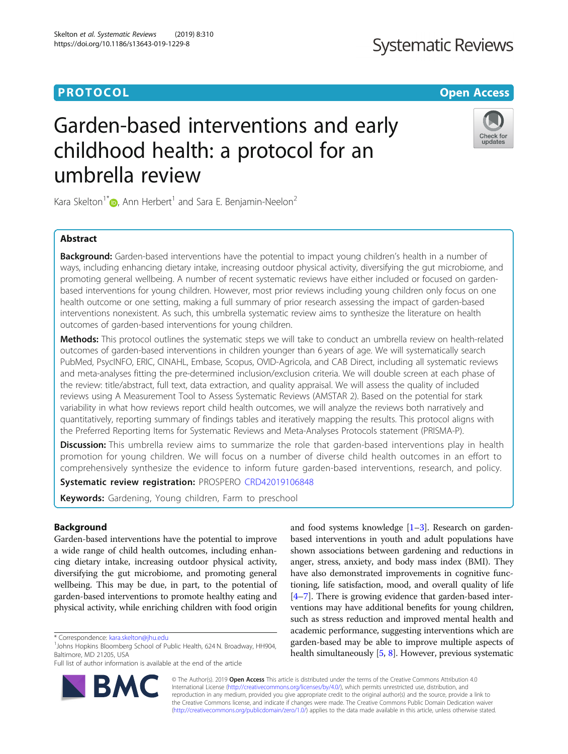PROTOCOL

Open Access

# Garden-based interventions and early childhood health: a protocol for an umbrella review

Kara Skelton[1*], Ann Herbert[1] and Sara E. Benjamin-Neelon[2]

## Abstract

**Background:** Garden-based interventions have the potential to impact young children's health in a number of ways, including enhancing dietary intake, increasing outdoor physical activity, diversifying the gut microbiome, and promoting general wellbeing. A number of recent systematic reviews have either included or focused on garden-based interventions for young children. However, most prior reviews including young children only focus on one health outcome or one setting, making a full summary of prior research assessing the impact of garden-based interventions nonexistent. As such, this umbrella systematic review aims to synthesize the literature on health outcomes of garden-based interventions for young children.

**Methods:** This protocol outlines the systematic steps we will take to conduct an umbrella review on health-related outcomes of garden-based interventions in children younger than 6 years of age. We will systematically search PubMed, PsycINFO, ERIC, CINAHL, Embase, Scopus, OVID-Agricola, and CAB Direct, including all systematic reviews and meta-analyses fitting the pre-determined inclusion/exclusion criteria. We will double screen at each phase of the review: title/abstract, full text, data extraction, and quality appraisal. We will assess the quality of included reviews using A Measurement Tool to Assess Systematic Reviews (AMSTAR 2). Based on the potential for stark variability in what how reviews report child health outcomes, we will analyze the reviews both narratively and quantitatively, reporting summary of findings tables and iteratively mapping the results. This protocol aligns with the Preferred Reporting Items for Systematic Reviews and Meta-Analyses Protocols statement (PRISMA-P).

**Discussion:** This umbrella review aims to summarize the role that garden-based interventions play in health promotion for young children. We will focus on a number of diverse child health outcomes in an effort to comprehensively synthesize the evidence to inform future garden-based interventions, research, and policy.

**Systematic review registration:** PROSPERO CRD42019106848

**Keywords:** Gardening, Young children, Farm to preschool

## Background

Garden-based interventions have the potential to improve a wide range of child health outcomes, including enhancing dietary intake, increasing outdoor physical activity, diversifying the gut microbiome, and promoting general wellbeing. This may be due, in part, to the potential of garden-based interventions to promote healthy eating and physical activity, while enriching children with food origin and food systems knowledge [1–3]. Research on garden-based interventions in youth and adult populations have shown associations between gardening and reductions in anger, stress, anxiety, and body mass index (BMI). They have also demonstrated improvements in cognitive functioning, life satisfaction, mood, and overall quality of life [4–7]. There is growing evidence that garden-based interventions may have additional benefits for young children, such as stress reduction and improved mental health and academic performance, suggesting interventions which are garden-based may be able to improve multiple aspects of health simultaneously [5, 8]. However, previous systematic

* Correspondence: kara.skelton@jhu.edu
[1]Johns Hopkins Bloomberg School of Public Health, 624 N. Broadway, HH904, Baltimore, MD 21205, USA
Full list of author information is available at the end of the article

© The Author(s). 2019 **Open Access** This article is distributed under the terms of the Creative Commons Attribution 4.0 International License (http://creativecommons.org/licenses/by/4.0/), which permits unrestricted use, distribution, and reproduction in any medium, provided you give appropriate credit to the original author(s) and the source, provide a link to the Creative Commons license, and indicate if changes were made. The Creative Commons Public Domain Dedication waiver (http://creativecommons.org/publicdomain/zero/1.0/) applies to the data made available in this article, unless otherwise stated.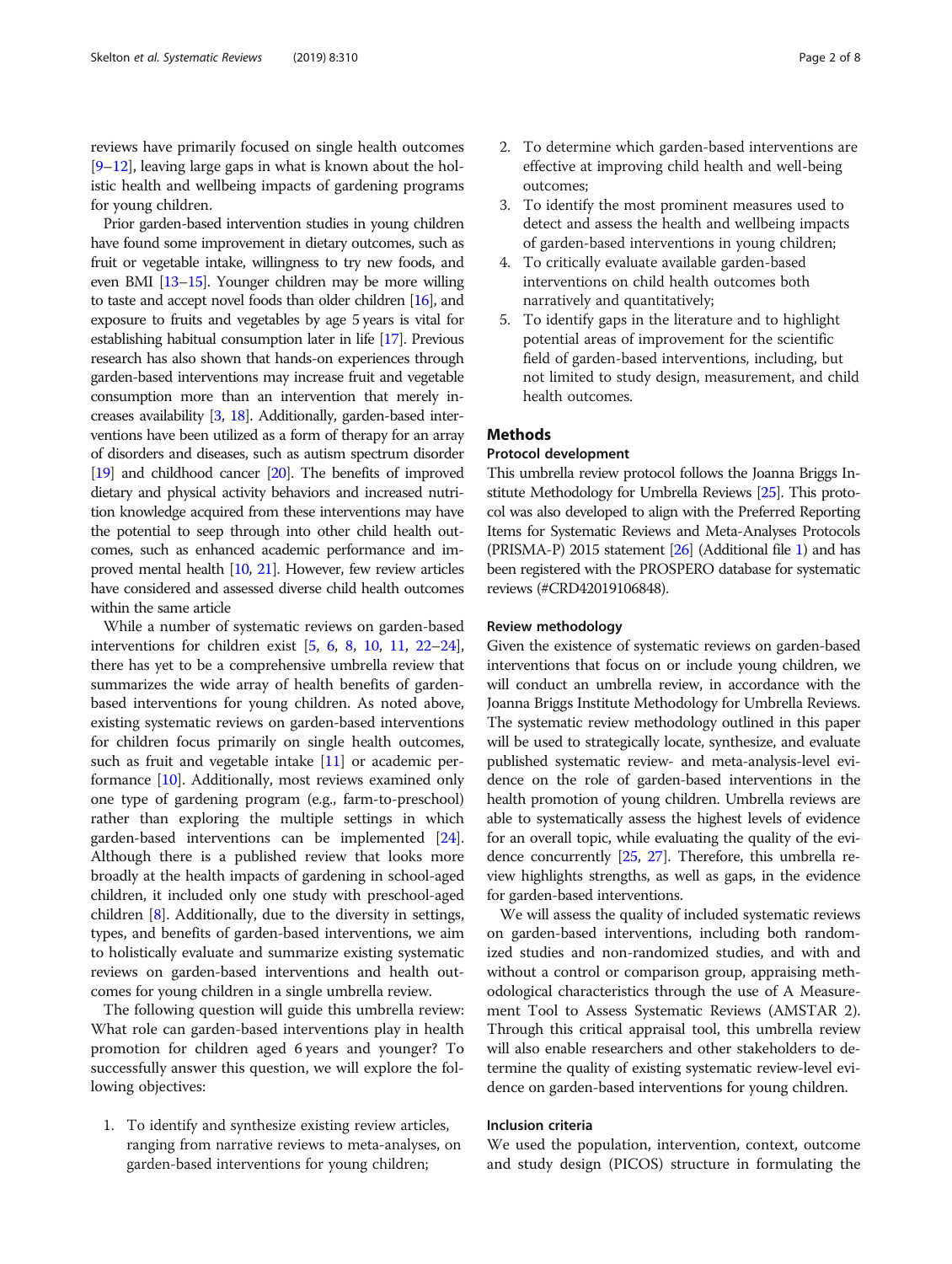reviews have primarily focused on single health outcomes [9–12], leaving large gaps in what is known about the holistic health and wellbeing impacts of gardening programs for young children.

Prior garden-based intervention studies in young children have found some improvement in dietary outcomes, such as fruit or vegetable intake, willingness to try new foods, and even BMI [13–15]. Younger children may be more willing to taste and accept novel foods than older children [16], and exposure to fruits and vegetables by age 5 years is vital for establishing habitual consumption later in life [17]. Previous research has also shown that hands-on experiences through garden-based interventions may increase fruit and vegetable consumption more than an intervention that merely increases availability [3, 18]. Additionally, garden-based interventions have been utilized as a form of therapy for an array of disorders and diseases, such as autism spectrum disorder [19] and childhood cancer [20]. The benefits of improved dietary and physical activity behaviors and increased nutrition knowledge acquired from these interventions may have the potential to seep through into other child health outcomes, such as enhanced academic performance and improved mental health [10, 21]. However, few review articles have considered and assessed diverse child health outcomes within the same article

While a number of systematic reviews on garden-based interventions for children exist [5, 6, 8, 10, 11, 22–24], there has yet to be a comprehensive umbrella review that summarizes the wide array of health benefits of garden-based interventions for young children. As noted above, existing systematic reviews on garden-based interventions for children focus primarily on single health outcomes, such as fruit and vegetable intake [11] or academic performance [10]. Additionally, most reviews examined only one type of gardening program (e.g., farm-to-preschool) rather than exploring the multiple settings in which garden-based interventions can be implemented [24]. Although there is a published review that looks more broadly at the health impacts of gardening in school-aged children, it included only one study with preschool-aged children [8]. Additionally, due to the diversity in settings, types, and benefits of garden-based interventions, we aim to holistically evaluate and summarize existing systematic reviews on garden-based interventions and health outcomes for young children in a single umbrella review.

The following question will guide this umbrella review: What role can garden-based interventions play in health promotion for children aged 6 years and younger? To successfully answer this question, we will explore the following objectives:

1. To identify and synthesize existing review articles, ranging from narrative reviews to meta-analyses, on garden-based interventions for young children;
2. To determine which garden-based interventions are effective at improving child health and well-being outcomes;
3. To identify the most prominent measures used to detect and assess the health and wellbeing impacts of garden-based interventions in young children;
4. To critically evaluate available garden-based interventions on child health outcomes both narratively and quantitatively;
5. To identify gaps in the literature and to highlight potential areas of improvement for the scientific field of garden-based interventions, including, but not limited to study design, measurement, and child health outcomes.

## Methods

### Protocol development

This umbrella review protocol follows the Joanna Briggs Institute Methodology for Umbrella Reviews [25]. This protocol was also developed to align with the Preferred Reporting Items for Systematic Reviews and Meta-Analyses Protocols (PRISMA-P) 2015 statement [26] (Additional file 1) and has been registered with the PROSPERO database for systematic reviews (#CRD42019106848).

### Review methodology

Given the existence of systematic reviews on garden-based interventions that focus on or include young children, we will conduct an umbrella review, in accordance with the Joanna Briggs Institute Methodology for Umbrella Reviews. The systematic review methodology outlined in this paper will be used to strategically locate, synthesize, and evaluate published systematic review- and meta-analysis-level evidence on the role of garden-based interventions in the health promotion of young children. Umbrella reviews are able to systematically assess the highest levels of evidence for an overall topic, while evaluating the quality of the evidence concurrently [25, 27]. Therefore, this umbrella review highlights strengths, as well as gaps, in the evidence for garden-based interventions.

We will assess the quality of included systematic reviews on garden-based interventions, including both randomized studies and non-randomized studies, and with and without a control or comparison group, appraising methodological characteristics through the use of A Measurement Tool to Assess Systematic Reviews (AMSTAR 2). Through this critical appraisal tool, this umbrella review will also enable researchers and other stakeholders to determine the quality of existing systematic review-level evidence on garden-based interventions for young children.

### Inclusion criteria

We used the population, intervention, context, outcome and study design (PICOS) structure in formulating the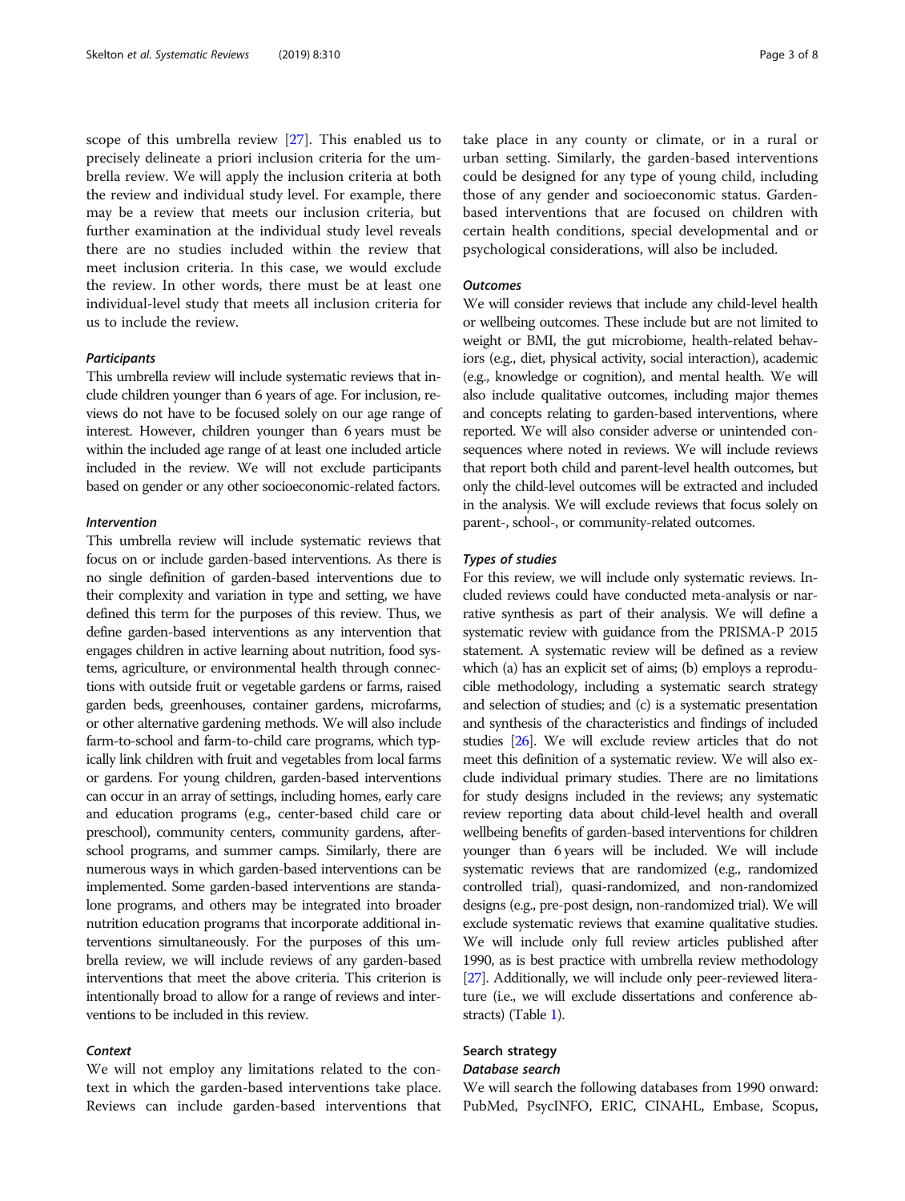scope of this umbrella review [27]. This enabled us to precisely delineate a priori inclusion criteria for the umbrella review. We will apply the inclusion criteria at both the review and individual study level. For example, there may be a review that meets our inclusion criteria, but further examination at the individual study level reveals there are no studies included within the review that meet inclusion criteria. In this case, we would exclude the review. In other words, there must be at least one individual-level study that meets all inclusion criteria for us to include the review.

#### *Participants*

This umbrella review will include systematic reviews that include children younger than 6 years of age. For inclusion, reviews do not have to be focused solely on our age range of interest. However, children younger than 6 years must be within the included age range of at least one included article included in the review. We will not exclude participants based on gender or any other socioeconomic-related factors.

#### *Intervention*

This umbrella review will include systematic reviews that focus on or include garden-based interventions. As there is no single definition of garden-based interventions due to their complexity and variation in type and setting, we have defined this term for the purposes of this review. Thus, we define garden-based interventions as any intervention that engages children in active learning about nutrition, food systems, agriculture, or environmental health through connections with outside fruit or vegetable gardens or farms, raised garden beds, greenhouses, container gardens, microfarms, or other alternative gardening methods. We will also include farm-to-school and farm-to-child care programs, which typically link children with fruit and vegetables from local farms or gardens. For young children, garden-based interventions can occur in an array of settings, including homes, early care and education programs (e.g., center-based child care or preschool), community centers, community gardens, after-school programs, and summer camps. Similarly, there are numerous ways in which garden-based interventions can be implemented. Some garden-based interventions are standalone programs, and others may be integrated into broader nutrition education programs that incorporate additional interventions simultaneously. For the purposes of this umbrella review, we will include reviews of any garden-based interventions that meet the above criteria. This criterion is intentionally broad to allow for a range of reviews and interventions to be included in this review.

#### *Context*

We will not employ any limitations related to the context in which the garden-based interventions take place. Reviews can include garden-based interventions that take place in any county or climate, or in a rural or urban setting. Similarly, the garden-based interventions could be designed for any type of young child, including those of any gender and socioeconomic status. Garden-based interventions that are focused on children with certain health conditions, special developmental and or psychological considerations, will also be included.

#### *Outcomes*

We will consider reviews that include any child-level health or wellbeing outcomes. These include but are not limited to weight or BMI, the gut microbiome, health-related behaviors (e.g., diet, physical activity, social interaction), academic (e.g., knowledge or cognition), and mental health. We will also include qualitative outcomes, including major themes and concepts relating to garden-based interventions, where reported. We will also consider adverse or unintended consequences where noted in reviews. We will include reviews that report both child and parent-level health outcomes, but only the child-level outcomes will be extracted and included in the analysis. We will exclude reviews that focus solely on parent-, school-, or community-related outcomes.

#### *Types of studies*

For this review, we will include only systematic reviews. Included reviews could have conducted meta-analysis or narrative synthesis as part of their analysis. We will define a systematic review with guidance from the PRISMA-P 2015 statement. A systematic review will be defined as a review which (a) has an explicit set of aims; (b) employs a reproducible methodology, including a systematic search strategy and selection of studies; and (c) is a systematic presentation and synthesis of the characteristics and findings of included studies [26]. We will exclude review articles that do not meet this definition of a systematic review. We will also exclude individual primary studies. There are no limitations for study designs included in the reviews; any systematic review reporting data about child-level health and overall wellbeing benefits of garden-based interventions for children younger than 6 years will be included. We will include systematic reviews that are randomized (e.g., randomized controlled trial), quasi-randomized, and non-randomized designs (e.g., pre-post design, non-randomized trial). We will exclude systematic reviews that examine qualitative studies. We will include only full review articles published after 1990, as is best practice with umbrella review methodology [27]. Additionally, we will include only peer-reviewed literature (i.e., we will exclude dissertations and conference abstracts) (Table 1).

### Search strategy

#### *Database search*

We will search the following databases from 1990 onward: PubMed, PsycINFO, ERIC, CINAHL, Embase, Scopus,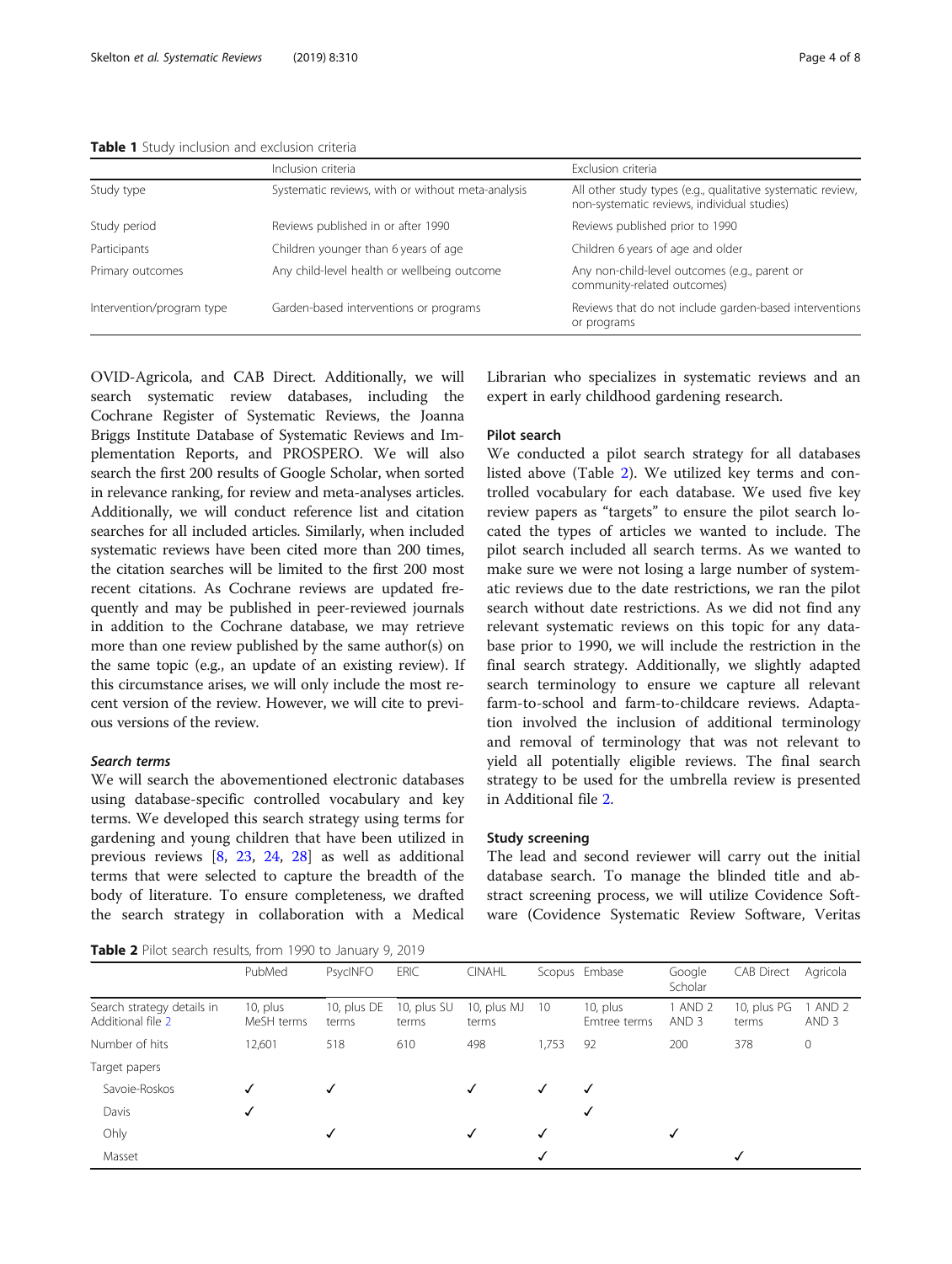**Table 1** Study inclusion and exclusion criteria

| | Inclusion criteria | Exclusion criteria |
|---|---|---|
| Study type | Systematic reviews, with or without meta-analysis | All other study types (e.g., qualitative systematic review, non-systematic reviews, individual studies) |
| Study period | Reviews published in or after 1990 | Reviews published prior to 1990 |
| Participants | Children younger than 6 years of age | Children 6 years of age and older |
| Primary outcomes | Any child-level health or wellbeing outcome | Any non-child-level outcomes (e.g., parent or community-related outcomes) |
| Intervention/program type | Garden-based interventions or programs | Reviews that do not include garden-based interventions or programs |

OVID-Agricola, and CAB Direct. Additionally, we will search systematic review databases, including the Cochrane Register of Systematic Reviews, the Joanna Briggs Institute Database of Systematic Reviews and Implementation Reports, and PROSPERO. We will also search the first 200 results of Google Scholar, when sorted in relevance ranking, for review and meta-analyses articles. Additionally, we will conduct reference list and citation searches for all included articles. Similarly, when included systematic reviews have been cited more than 200 times, the citation searches will be limited to the first 200 most recent citations. As Cochrane reviews are updated frequently and may be published in peer-reviewed journals in addition to the Cochrane database, we may retrieve more than one review published by the same author(s) on the same topic (e.g., an update of an existing review). If this circumstance arises, we will only include the most recent version of the review. However, we will cite to previous versions of the review.

#### *Search terms*

We will search the abovementioned electronic databases using database-specific controlled vocabulary and key terms. We developed this search strategy using terms for gardening and young children that have been utilized in previous reviews [8, 23, 24, 28] as well as additional terms that were selected to capture the breadth of the body of literature. To ensure completeness, we drafted the search strategy in collaboration with a Medical Librarian who specializes in systematic reviews and an expert in early childhood gardening research.

### Pilot search

We conducted a pilot search strategy for all databases listed above (Table 2). We utilized key terms and controlled vocabulary for each database. We used five key review papers as "targets" to ensure the pilot search located the types of articles we wanted to include. The pilot search included all search terms. As we wanted to make sure we were not losing a large number of systematic reviews due to the date restrictions, we ran the pilot search without date restrictions. As we did not find any relevant systematic reviews on this topic for any database prior to 1990, we will include the restriction in the final search strategy. Additionally, we slightly adapted search terminology to ensure we capture all relevant farm-to-school and farm-to-childcare reviews. Adaptation involved the inclusion of additional terminology and removal of terminology that was not relevant to yield all potentially eligible reviews. The final search strategy to be used for the umbrella review is presented in Additional file 2.

### Study screening

The lead and second reviewer will carry out the initial database search. To manage the blinded title and abstract screening process, we will utilize Covidence Software (Covidence Systematic Review Software, Veritas

**Table 2** Pilot search results, from 1990 to January 9, 2019

| | PubMed | PsycINFO | ERIC | CINAHL | Scopus | Embase | Google Scholar | CAB Direct | Agricola |
|---|---|---|---|---|---|---|---|---|---|
| Search strategy details in Additional file 2 | 10, plus MeSH terms | 10, plus DE terms | 10, plus SU terms | 10, plus MJ terms | 10 | 10, plus Emtree terms | 1 AND 2 AND 3 | 10, plus PG terms | 1 AND 2 AND 3 |
| Number of hits | 12,601 | 518 | 610 | 498 | 1,753 | 92 | 200 | 378 | 0 |
| Target papers | | | | | | | | | |
| Savoie-Roskos | ✓ | ✓ | | ✓ | ✓ | ✓ | | | |
| Davis | ✓ | | | | | ✓ | | | |
| Ohly | | ✓ | | ✓ | ✓ | | ✓ | | |
| Masset | | | | | ✓ | | | ✓ | |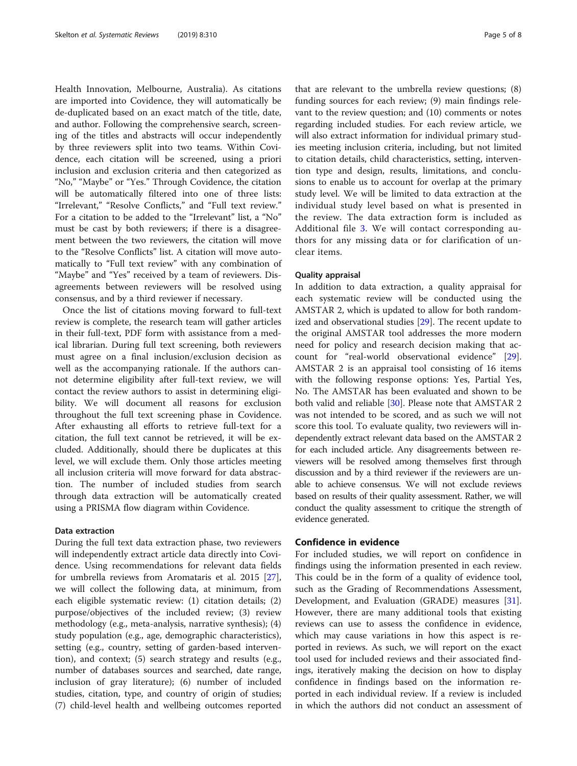Health Innovation, Melbourne, Australia). As citations are imported into Covidence, they will automatically be de-duplicated based on an exact match of the title, date, and author. Following the comprehensive search, screening of the titles and abstracts will occur independently by three reviewers split into two teams. Within Covidence, each citation will be screened, using a priori inclusion and exclusion criteria and then categorized as "No," "Maybe" or "Yes." Through Covidence, the citation will be automatically filtered into one of three lists: "Irrelevant," "Resolve Conflicts," and "Full text review." For a citation to be added to the "Irrelevant" list, a "No" must be cast by both reviewers; if there is a disagreement between the two reviewers, the citation will move to the "Resolve Conflicts" list. A citation will move automatically to "Full text review" with any combination of "Maybe" and "Yes" received by a team of reviewers. Disagreements between reviewers will be resolved using consensus, and by a third reviewer if necessary.

Once the list of citations moving forward to full-text review is complete, the research team will gather articles in their full-text, PDF form with assistance from a medical librarian. During full text screening, both reviewers must agree on a final inclusion/exclusion decision as well as the accompanying rationale. If the authors cannot determine eligibility after full-text review, we will contact the review authors to assist in determining eligibility. We will document all reasons for exclusion throughout the full text screening phase in Covidence. After exhausting all efforts to retrieve full-text for a citation, the full text cannot be retrieved, it will be excluded. Additionally, should there be duplicates at this level, we will exclude them. Only those articles meeting all inclusion criteria will move forward for data abstraction. The number of included studies from search through data extraction will be automatically created using a PRISMA flow diagram within Covidence.

### Data extraction

During the full text data extraction phase, two reviewers will independently extract article data directly into Covidence. Using recommendations for relevant data fields for umbrella reviews from Aromataris et al. 2015 [27], we will collect the following data, at minimum, from each eligible systematic review: (1) citation details; (2) purpose/objectives of the included review; (3) review methodology (e.g., meta-analysis, narrative synthesis); (4) study population (e.g., age, demographic characteristics), setting (e.g., country, setting of garden-based intervention), and context; (5) search strategy and results (e.g., number of databases sources and searched, date range, inclusion of gray literature); (6) number of included studies, citation, type, and country of origin of studies; (7) child-level health and wellbeing outcomes reported that are relevant to the umbrella review questions; (8) funding sources for each review; (9) main findings relevant to the review question; and (10) comments or notes regarding included studies. For each review article, we will also extract information for individual primary studies meeting inclusion criteria, including, but not limited to citation details, child characteristics, setting, intervention type and design, results, limitations, and conclusions to enable us to account for overlap at the primary study level. We will be limited to data extraction at the individual study level based on what is presented in the review. The data extraction form is included as Additional file 3. We will contact corresponding authors for any missing data or for clarification of unclear items.

### Quality appraisal

In addition to data extraction, a quality appraisal for each systematic review will be conducted using the AMSTAR 2, which is updated to allow for both randomized and observational studies [29]. The recent update to the original AMSTAR tool addresses the more modern need for policy and research decision making that account for "real-world observational evidence" [29]. AMSTAR 2 is an appraisal tool consisting of 16 items with the following response options: Yes, Partial Yes, No. The AMSTAR has been evaluated and shown to be both valid and reliable [30]. Please note that AMSTAR 2 was not intended to be scored, and as such we will not score this tool. To evaluate quality, two reviewers will independently extract relevant data based on the AMSTAR 2 for each included article. Any disagreements between reviewers will be resolved among themselves first through discussion and by a third reviewer if the reviewers are unable to achieve consensus. We will not exclude reviews based on results of their quality assessment. Rather, we will conduct the quality assessment to critique the strength of evidence generated.

## Confidence in evidence

For included studies, we will report on confidence in findings using the information presented in each review. This could be in the form of a quality of evidence tool, such as the Grading of Recommendations Assessment, Development, and Evaluation (GRADE) measures [31]. However, there are many additional tools that existing reviews can use to assess the confidence in evidence, which may cause variations in how this aspect is reported in reviews. As such, we will report on the exact tool used for included reviews and their associated findings, iteratively making the decision on how to display confidence in findings based on the information reported in each individual review. If a review is included in which the authors did not conduct an assessment of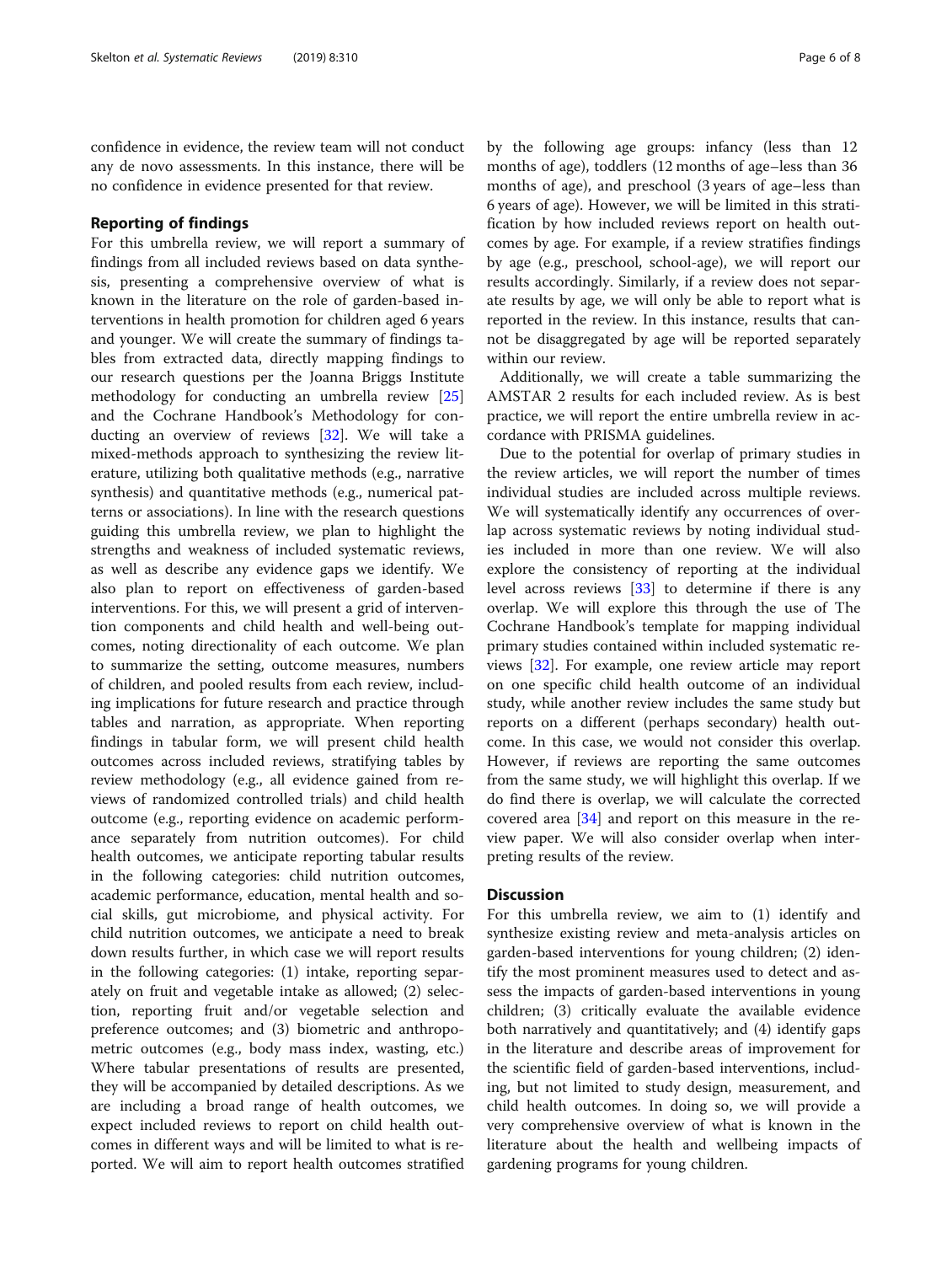confidence in evidence, the review team will not conduct any de novo assessments. In this instance, there will be no confidence in evidence presented for that review.

### Reporting of findings

For this umbrella review, we will report a summary of findings from all included reviews based on data synthesis, presenting a comprehensive overview of what is known in the literature on the role of garden-based interventions in health promotion for children aged 6 years and younger. We will create the summary of findings tables from extracted data, directly mapping findings to our research questions per the Joanna Briggs Institute methodology for conducting an umbrella review [25] and the Cochrane Handbook's Methodology for conducting an overview of reviews [32]. We will take a mixed-methods approach to synthesizing the review literature, utilizing both qualitative methods (e.g., narrative synthesis) and quantitative methods (e.g., numerical patterns or associations). In line with the research questions guiding this umbrella review, we plan to highlight the strengths and weakness of included systematic reviews, as well as describe any evidence gaps we identify. We also plan to report on effectiveness of garden-based interventions. For this, we will present a grid of intervention components and child health and well-being outcomes, noting directionality of each outcome. We plan to summarize the setting, outcome measures, numbers of children, and pooled results from each review, including implications for future research and practice through tables and narration, as appropriate. When reporting findings in tabular form, we will present child health outcomes across included reviews, stratifying tables by review methodology (e.g., all evidence gained from reviews of randomized controlled trials) and child health outcome (e.g., reporting evidence on academic performance separately from nutrition outcomes). For child health outcomes, we anticipate reporting tabular results in the following categories: child nutrition outcomes, academic performance, education, mental health and social skills, gut microbiome, and physical activity. For child nutrition outcomes, we anticipate a need to break down results further, in which case we will report results in the following categories: (1) intake, reporting separately on fruit and vegetable intake as allowed; (2) selection, reporting fruit and/or vegetable selection and preference outcomes; and (3) biometric and anthropometric outcomes (e.g., body mass index, wasting, etc.) Where tabular presentations of results are presented, they will be accompanied by detailed descriptions. As we are including a broad range of health outcomes, we expect included reviews to report on child health outcomes in different ways and will be limited to what is reported. We will aim to report health outcomes stratified by the following age groups: infancy (less than 12 months of age), toddlers (12 months of age–less than 36 months of age), and preschool (3 years of age–less than 6 years of age). However, we will be limited in this stratification by how included reviews report on health outcomes by age. For example, if a review stratifies findings by age (e.g., preschool, school-age), we will report our results accordingly. Similarly, if a review does not separate results by age, we will only be able to report what is reported in the review. In this instance, results that cannot be disaggregated by age will be reported separately within our review.

Additionally, we will create a table summarizing the AMSTAR 2 results for each included review. As is best practice, we will report the entire umbrella review in accordance with PRISMA guidelines.

Due to the potential for overlap of primary studies in the review articles, we will report the number of times individual studies are included across multiple reviews. We will systematically identify any occurrences of overlap across systematic reviews by noting individual studies included in more than one review. We will also explore the consistency of reporting at the individual level across reviews [33] to determine if there is any overlap. We will explore this through the use of The Cochrane Handbook's template for mapping individual primary studies contained within included systematic reviews [32]. For example, one review article may report on one specific child health outcome of an individual study, while another review includes the same study but reports on a different (perhaps secondary) health outcome. In this case, we would not consider this overlap. However, if reviews are reporting the same outcomes from the same study, we will highlight this overlap. If we do find there is overlap, we will calculate the corrected covered area [34] and report on this measure in the review paper. We will also consider overlap when interpreting results of the review.

## Discussion

For this umbrella review, we aim to (1) identify and synthesize existing review and meta-analysis articles on garden-based interventions for young children; (2) identify the most prominent measures used to detect and assess the impacts of garden-based interventions in young children; (3) critically evaluate the available evidence both narratively and quantitatively; and (4) identify gaps in the literature and describe areas of improvement for the scientific field of garden-based interventions, including, but not limited to study design, measurement, and child health outcomes. In doing so, we will provide a very comprehensive overview of what is known in the literature about the health and wellbeing impacts of gardening programs for young children.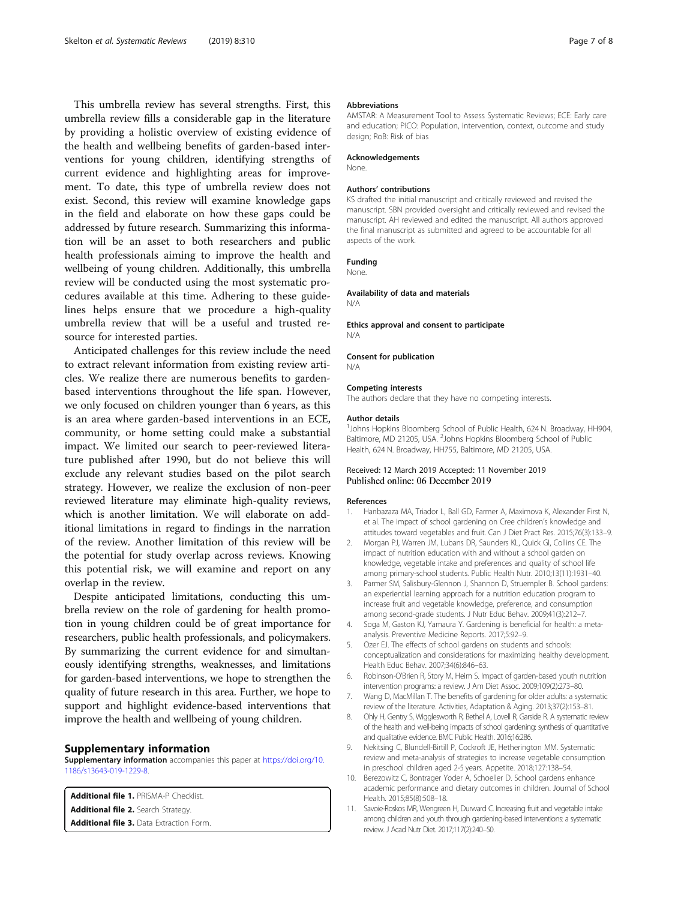This umbrella review has several strengths. First, this umbrella review fills a considerable gap in the literature by providing a holistic overview of existing evidence of the health and wellbeing benefits of garden-based interventions for young children, identifying strengths of current evidence and highlighting areas for improvement. To date, this type of umbrella review does not exist. Second, this review will examine knowledge gaps in the field and elaborate on how these gaps could be addressed by future research. Summarizing this information will be an asset to both researchers and public health professionals aiming to improve the health and wellbeing of young children. Additionally, this umbrella review will be conducted using the most systematic procedures available at this time. Adhering to these guidelines helps ensure that we procedure a high-quality umbrella review that will be a useful and trusted resource for interested parties.

Anticipated challenges for this review include the need to extract relevant information from existing review articles. We realize there are numerous benefits to garden-based interventions throughout the life span. However, we only focused on children younger than 6 years, as this is an area where garden-based interventions in an ECE, community, or home setting could make a substantial impact. We limited our search to peer-reviewed literature published after 1990, but do not believe this will exclude any relevant studies based on the pilot search strategy. However, we realize the exclusion of non-peer reviewed literature may eliminate high-quality reviews, which is another limitation. We will elaborate on additional limitations in regard to findings in the narration of the review. Another limitation of this review will be the potential for study overlap across reviews. Knowing this potential risk, we will examine and report on any overlap in the review.

Despite anticipated limitations, conducting this umbrella review on the role of gardening for health promotion in young children could be of great importance for researchers, public health professionals, and policymakers. By summarizing the current evidence for and simultaneously identifying strengths, weaknesses, and limitations for garden-based interventions, we hope to strengthen the quality of future research in this area. Further, we hope to support and highlight evidence-based interventions that improve the health and wellbeing of young children.

## Supplementary information

**Supplementary information** accompanies this paper at https://doi.org/10.1186/s13643-019-1229-8.

**Additional file 1.** PRISMA-P Checklist.
**Additional file 2.** Search Strategy.
**Additional file 3.** Data Extraction Form.

### Abbreviations

AMSTAR: A Measurement Tool to Assess Systematic Reviews; ECE: Early care and education; PICO: Population, intervention, context, outcome and study design; RoB: Risk of bias

### Acknowledgements

None.

### Authors' contributions

KS drafted the initial manuscript and critically reviewed and revised the manuscript. SBN provided oversight and critically reviewed and revised the manuscript. AH reviewed and edited the manuscript. All authors approved the final manuscript as submitted and agreed to be accountable for all aspects of the work.

### Funding

None.

### Availability of data and materials

N/A

### Ethics approval and consent to participate

N/A

### Consent for publication

N/A

### Competing interests

The authors declare that they have no competing interests.

### Author details

[1]Johns Hopkins Bloomberg School of Public Health, 624 N. Broadway, HH904, Baltimore, MD 21205, USA. [2]Johns Hopkins Bloomberg School of Public Health, 624 N. Broadway, HH755, Baltimore, MD 21205, USA.

Received: 12 March 2019 Accepted: 11 November 2019
Published online: 06 December 2019

## References

1. Hanbazaza MA, Triador L, Ball GD, Farmer A, Maximova K, Alexander First N, et al. The impact of school gardening on Cree children's knowledge and attitudes toward vegetables and fruit. Can J Diet Pract Res. 2015;76(3):133–9.
2. Morgan PJ, Warren JM, Lubans DR, Saunders KL, Quick GI, Collins CE. The impact of nutrition education with and without a school garden on knowledge, vegetable intake and preferences and quality of school life among primary-school students. Public Health Nutr. 2010;13(11):1931–40.
3. Parmer SM, Salisbury-Glennon J, Shannon D, Struempler B. School gardens: an experiential learning approach for a nutrition education program to increase fruit and vegetable knowledge, preference, and consumption among second-grade students. J Nutr Educ Behav. 2009;41(3):212–7.
4. Soga M, Gaston KJ, Yamaura Y. Gardening is beneficial for health: a meta-analysis. Preventive Medicine Reports. 2017;5:92–9.
5. Ozer EJ. The effects of school gardens on students and schools: conceptualization and considerations for maximizing healthy development. Health Educ Behav. 2007;34(6):846–63.
6. Robinson-O'Brien R, Story M, Heim S. Impact of garden-based youth nutrition intervention programs: a review. J Am Diet Assoc. 2009;109(2):273–80.
7. Wang D, MacMillan T. The benefits of gardening for older adults: a systematic review of the literature. Activities, Adaptation & Aging. 2013;37(2):153–81.
8. Ohly H, Gentry S, Wigglesworth R, Bethel A, Lovell R, Garside R. A systematic review of the health and well-being impacts of school gardening: synthesis of quantitative and qualitative evidence. BMC Public Health. 2016;16:286.
9. Nekitsing C, Blundell-Birtill P, Cockroft JE, Hetherington MM. Systematic review and meta-analysis of strategies to increase vegetable consumption in preschool children aged 2-5 years. Appetite. 2018;127:138–54.
10. Berezowitz C, Bontrager Yoder A, Schoeller D. School gardens enhance academic performance and dietary outcomes in children. Journal of School Health. 2015;85(8):508–18.
11. Savoie-Roskos MR, Wengreen H, Durward C. Increasing fruit and vegetable intake among children and youth through gardening-based interventions: a systematic review. J Acad Nutr Diet. 2017;117(2):240–50.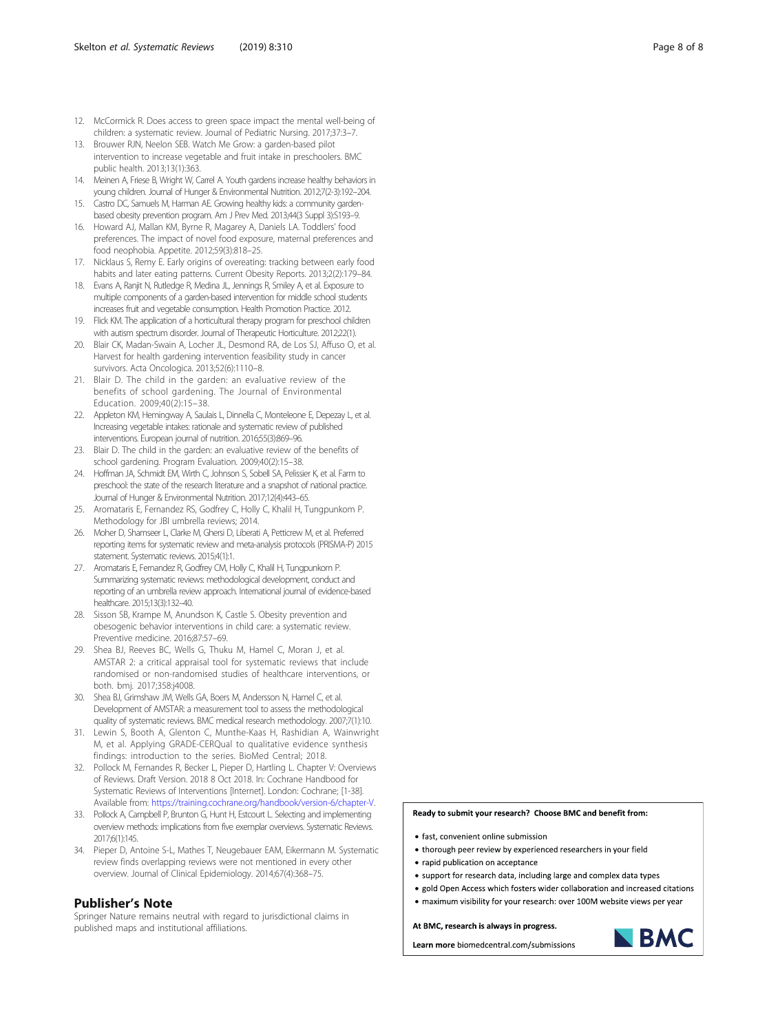12. McCormick R. Does access to green space impact the mental well-being of children: a systematic review. Journal of Pediatric Nursing. 2017;37:3–7.
13. Brouwer RJN, Neelon SEB. Watch Me Grow: a garden-based pilot intervention to increase vegetable and fruit intake in preschoolers. BMC public health. 2013;13(1):363.
14. Meinen A, Friese B, Wright W, Carrel A. Youth gardens increase healthy behaviors in young children. Journal of Hunger & Environmental Nutrition. 2012;7(2-3):192–204.
15. Castro DC, Samuels M, Harman AE. Growing healthy kids: a community garden-based obesity prevention program. Am J Prev Med. 2013;44(3 Suppl 3):S193–9.
16. Howard AJ, Mallan KM, Byrne R, Magarey A, Daniels LA. Toddlers' food preferences. The impact of novel food exposure, maternal preferences and food neophobia. Appetite. 2012;59(3):818–25.
17. Nicklaus S, Remy E. Early origins of overeating: tracking between early food habits and later eating patterns. Current Obesity Reports. 2013;2(2):179–84.
18. Evans A, Ranjit N, Rutledge R, Medina JL, Jennings R, Smiley A, et al. Exposure to multiple components of a garden-based intervention for middle school students increases fruit and vegetable consumption. Health Promotion Practice. 2012.
19. Flick KM. The application of a horticultural therapy program for preschool children with autism spectrum disorder. Journal of Therapeutic Horticulture. 2012;22(1).
20. Blair CK, Madan-Swain A, Locher JL, Desmond RA, de Los SJ, Affuso O, et al. Harvest for health gardening intervention feasibility study in cancer survivors. Acta Oncologica. 2013;52(6):1110–8.
21. Blair D. The child in the garden: an evaluative review of the benefits of school gardening. The Journal of Environmental Education. 2009;40(2):15–38.
22. Appleton KM, Hemingway A, Saulais L, Dinnella C, Monteleone E, Depezay L, et al. Increasing vegetable intakes: rationale and systematic review of published interventions. European journal of nutrition. 2016;55(3):869–96.
23. Blair D. The child in the garden: an evaluative review of the benefits of school gardening. Program Evaluation. 2009;40(2):15–38.
24. Hoffman JA, Schmidt EM, Wirth C, Johnson S, Sobell SA, Pelissier K, et al. Farm to preschool: the state of the research literature and a snapshot of national practice. Journal of Hunger & Environmental Nutrition. 2017;12(4):443–65.
25. Aromataris E, Fernandez RS, Godfrey C, Holly C, Khalil H, Tungpunkom P. Methodology for JBI umbrella reviews; 2014.
26. Moher D, Shamseer L, Clarke M, Ghersi D, Liberati A, Petticrew M, et al. Preferred reporting items for systematic review and meta-analysis protocols (PRISMA-P) 2015 statement. Systematic reviews. 2015;4(1):1.
27. Aromataris E, Fernandez R, Godfrey CM, Holly C, Khalil H, Tungpunkom P. Summarizing systematic reviews: methodological development, conduct and reporting of an umbrella review approach. International journal of evidence-based healthcare. 2015;13(3):132–40.
28. Sisson SB, Krampe M, Anundson K, Castle S. Obesity prevention and obesogenic behavior interventions in child care: a systematic review. Preventive medicine. 2016;87:57–69.
29. Shea BJ, Reeves BC, Wells G, Thuku M, Hamel C, Moran J, et al. AMSTAR 2: a critical appraisal tool for systematic reviews that include randomised or non-randomised studies of healthcare interventions, or both. bmj. 2017;358:j4008.
30. Shea BJ, Grimshaw JM, Wells GA, Boers M, Andersson N, Hamel C, et al. Development of AMSTAR: a measurement tool to assess the methodological quality of systematic reviews. BMC medical research methodology. 2007;7(1):10.
31. Lewin S, Booth A, Glenton C, Munthe-Kaas H, Rashidian A, Wainwright M, et al. Applying GRADE-CERQual to qualitative evidence synthesis findings: introduction to the series. BioMed Central; 2018.
32. Pollock M, Fernandes R, Becker L, Pieper D, Hartling L. Chapter V: Overviews of Reviews. Draft Version. 2018 8 Oct 2018. In: Cochrane Handbook for Systematic Reviews of Interventions [Internet]. London: Cochrane; [1-38]. Available from: https://training.cochrane.org/handbook/version-6/chapter-V.
33. Pollock A, Campbell P, Brunton G, Hunt H, Estcourt L. Selecting and implementing overview methods: implications from five exemplar overviews. Systematic Reviews. 2017;6(1):145.
34. Pieper D, Antoine S-L, Mathes T, Neugebauer EAM, Eikermann M. Systematic review finds overlapping reviews were not mentioned in every other overview. Journal of Clinical Epidemiology. 2014;67(4):368–75.

## Publisher's Note

Springer Nature remains neutral with regard to jurisdictional claims in published maps and institutional affiliations.

**Ready to submit your research? Choose BMC and benefit from:**

- fast, convenient online submission
- thorough peer review by experienced researchers in your field
- rapid publication on acceptance
- support for research data, including large and complex data types
- gold Open Access which fosters wider collaboration and increased citations
- maximum visibility for your research: over 100M website views per year

**At BMC, research is always in progress.**

**Learn more** biomedcentral.com/submissions

BMC